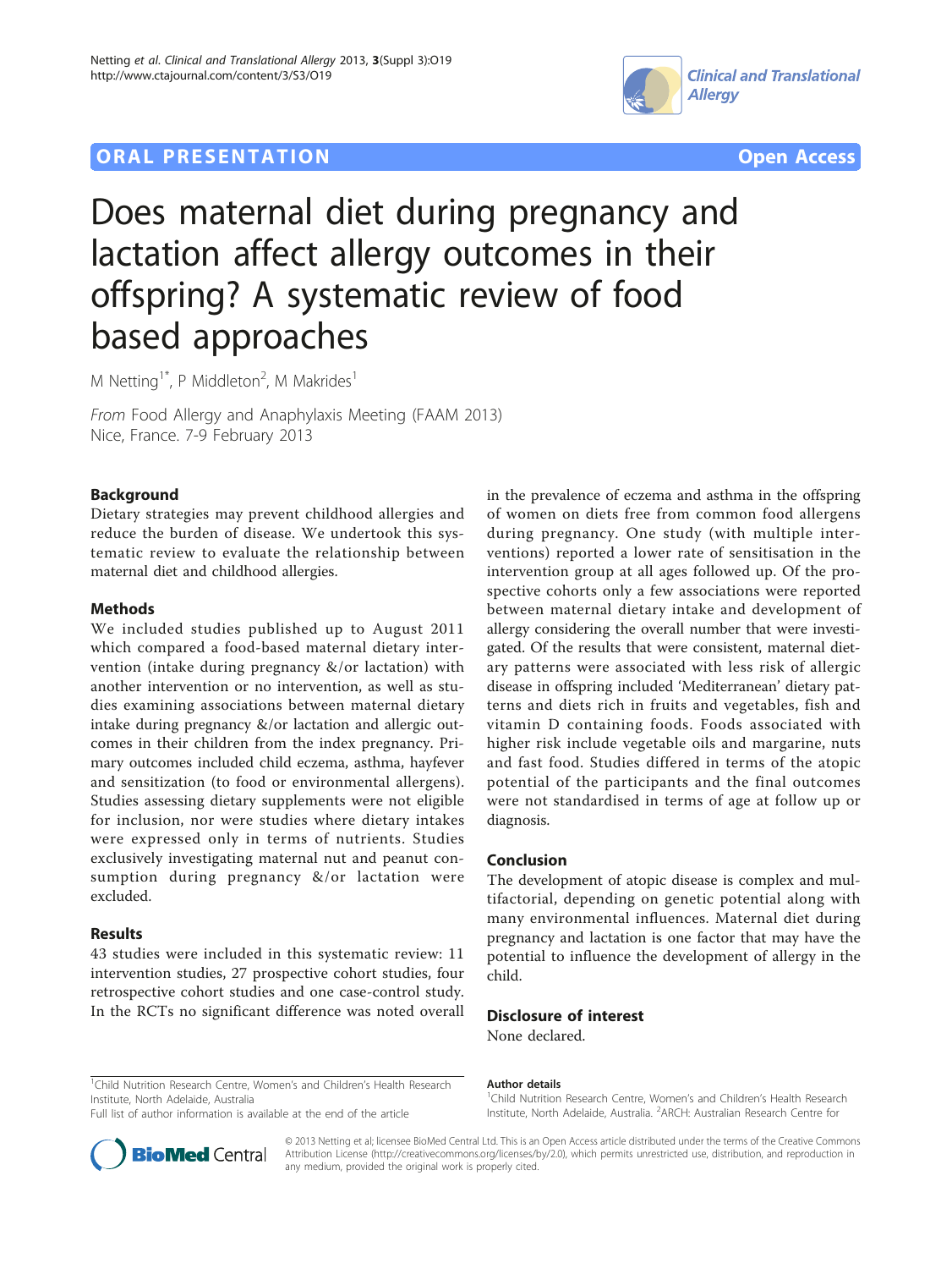**ORAL PRESENTATION** **Open Access**

# Does maternal diet during pregnancy and lactation affect allergy outcomes in their offspring? A systematic review of food based approaches

M Netting[1*], P Middleton[2], M Makrides[1]

*From* Food Allergy and Anaphylaxis Meeting (FAAM 2013)
Nice, France. 7-9 February 2013

## Background

Dietary strategies may prevent childhood allergies and reduce the burden of disease. We undertook this systematic review to evaluate the relationship between maternal diet and childhood allergies.

## Methods

We included studies published up to August 2011 which compared a food-based maternal dietary intervention (intake during pregnancy &/or lactation) with another intervention or no intervention, as well as studies examining associations between maternal dietary intake during pregnancy &/or lactation and allergic outcomes in their children from the index pregnancy. Primary outcomes included child eczema, asthma, hayfever and sensitization (to food or environmental allergens). Studies assessing dietary supplements were not eligible for inclusion, nor were studies where dietary intakes were expressed only in terms of nutrients. Studies exclusively investigating maternal nut and peanut consumption during pregnancy &/or lactation were excluded.

## Results

43 studies were included in this systematic review: 11 intervention studies, 27 prospective cohort studies, four retrospective cohort studies and one case-control study. In the RCTs no significant difference was noted overall in the prevalence of eczema and asthma in the offspring of women on diets free from common food allergens during pregnancy. One study (with multiple interventions) reported a lower rate of sensitisation in the intervention group at all ages followed up. Of the prospective cohorts only a few associations were reported between maternal dietary intake and development of allergy considering the overall number that were investigated. Of the results that were consistent, maternal dietary patterns were associated with less risk of allergic disease in offspring included 'Mediterranean' dietary patterns and diets rich in fruits and vegetables, fish and vitamin D containing foods. Foods associated with higher risk include vegetable oils and margarine, nuts and fast food. Studies differed in terms of the atopic potential of the participants and the final outcomes were not standardised in terms of age at follow up or diagnosis.

## Conclusion

The development of atopic disease is complex and multifactorial, depending on genetic potential along with many environmental influences. Maternal diet during pregnancy and lactation is one factor that may have the potential to influence the development of allergy in the child.

## Disclosure of interest

None declared.

[1]Child Nutrition Research Centre, Women's and Children's Health Research Institute, North Adelaide, Australia
Full list of author information is available at the end of the article

### Author details

[1]Child Nutrition Research Centre, Women's and Children's Health Research Institute, North Adelaide, Australia. [2]ARCH: Australian Research Centre for

© 2013 Netting et al; licensee BioMed Central Ltd. This is an Open Access article distributed under the terms of the Creative Commons Attribution License (http://creativecommons.org/licenses/by/2.0), which permits unrestricted use, distribution, and reproduction in any medium, provided the original work is properly cited.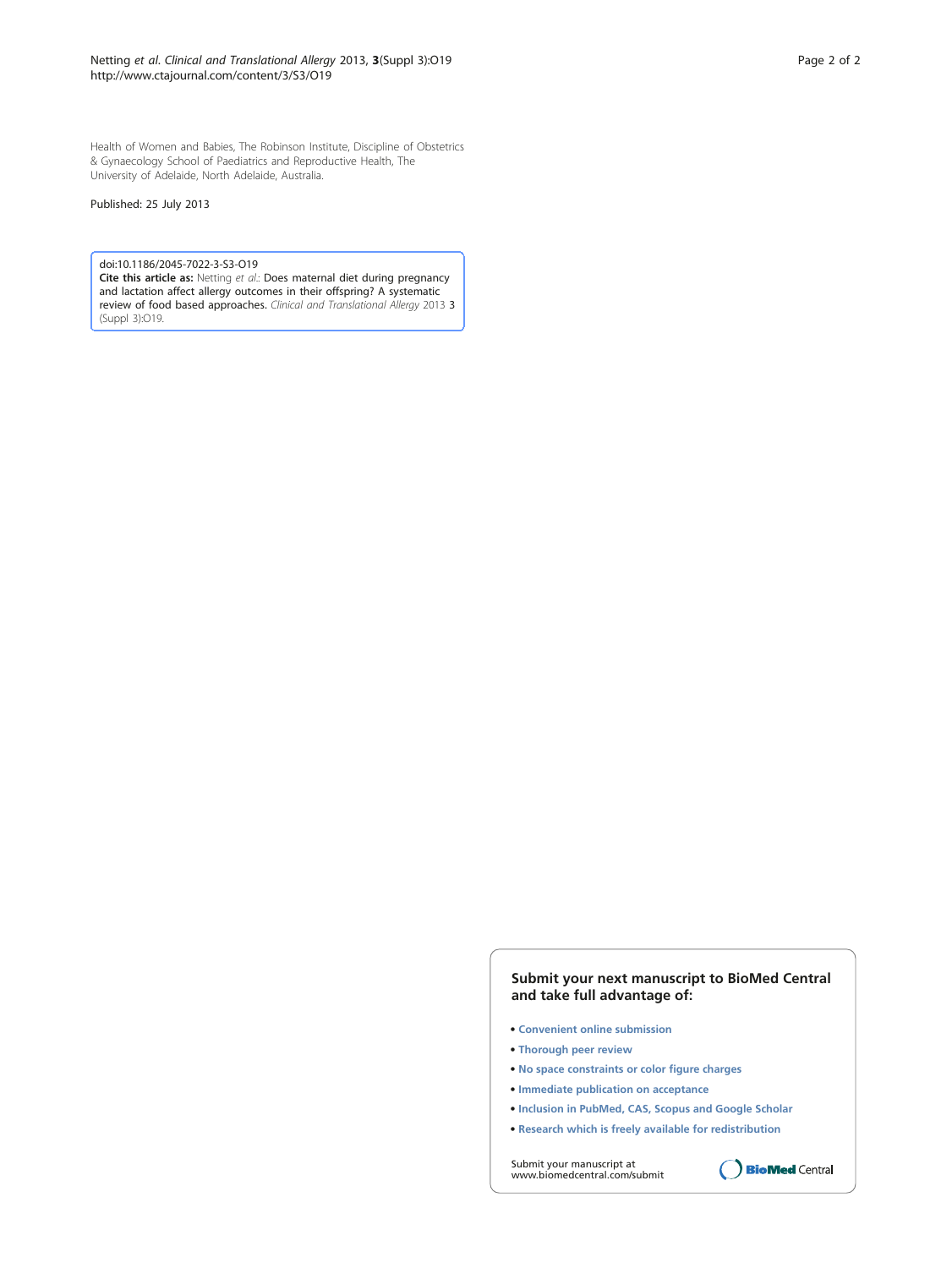Health of Women and Babies, The Robinson Institute, Discipline of Obstetrics & Gynaecology School of Paediatrics and Reproductive Health, The University of Adelaide, North Adelaide, Australia.

Published: 25 July 2013

doi:10.1186/2045-7022-3-S3-O19
**Cite this article as:** Netting *et al.*: Does maternal diet during pregnancy and lactation affect allergy outcomes in their offspring? A systematic review of food based approaches. *Clinical and Translational Allergy* 2013 3 (Suppl 3):O19.

**Submit your next manuscript to BioMed Central and take full advantage of:**

- **Convenient online submission**
- **Thorough peer review**
- **No space constraints or color figure charges**
- **Immediate publication on acceptance**
- **Inclusion in PubMed, CAS, Scopus and Google Scholar**
- **Research which is freely available for redistribution**

Submit your manuscript at
www.biomedcentral.com/submit

BioMed Central